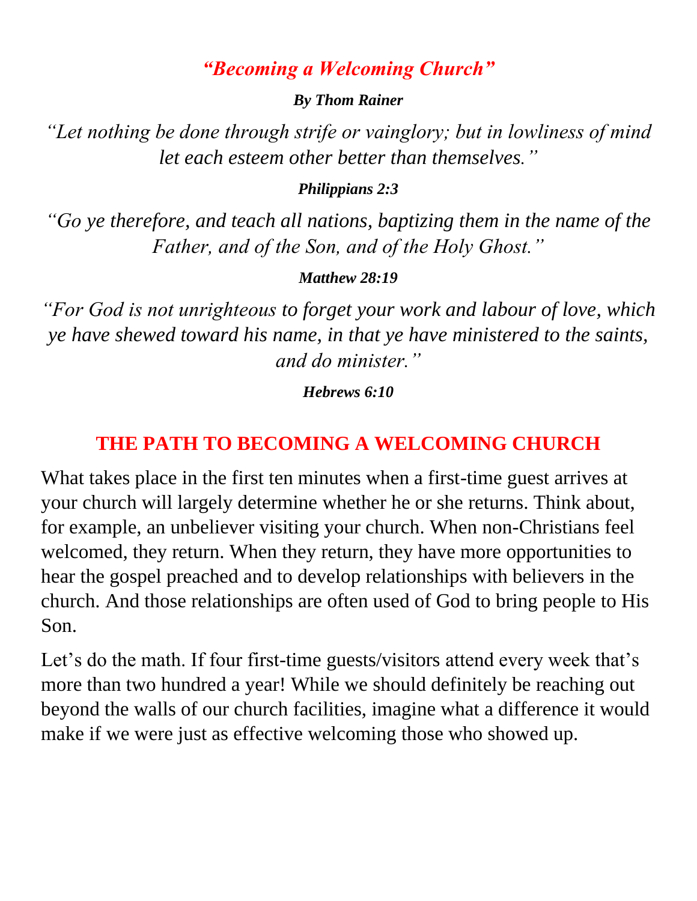# *"Becoming a Welcoming Church"*

***By Thom Rainer***

*"Let nothing be done through strife or vainglory; but in lowliness of mind let each esteem other better than themselves."*

***Philippians 2:3***

*"Go ye therefore, and teach all nations, baptizing them in the name of the Father, and of the Son, and of the Holy Ghost."*

***Matthew 28:19***

*"For God is not unrighteous to forget your work and labour of love, which ye have shewed toward his name, in that ye have ministered to the saints, and do minister."*

***Hebrews 6:10***

## THE PATH TO BECOMING A WELCOMING CHURCH

What takes place in the first ten minutes when a first-time guest arrives at your church will largely determine whether he or she returns. Think about, for example, an unbeliever visiting your church. When non-Christians feel welcomed, they return. When they return, they have more opportunities to hear the gospel preached and to develop relationships with believers in the church. And those relationships are often used of God to bring people to His Son.

Let's do the math. If four first-time guests/visitors attend every week that's more than two hundred a year! While we should definitely be reaching out beyond the walls of our church facilities, imagine what a difference it would make if we were just as effective welcoming those who showed up.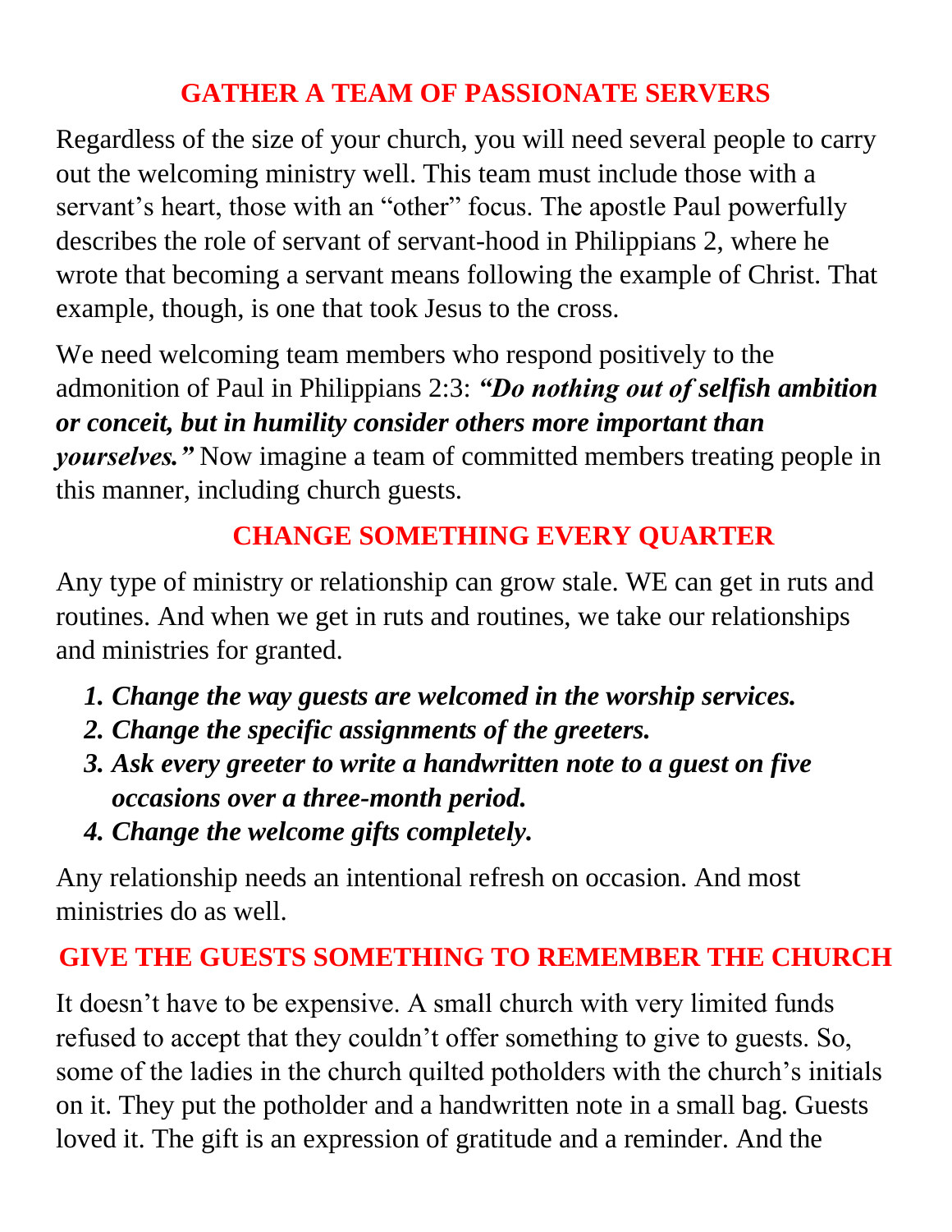## GATHER A TEAM OF PASSIONATE SERVERS

Regardless of the size of your church, you will need several people to carry out the welcoming ministry well. This team must include those with a servant's heart, those with an "other" focus. The apostle Paul powerfully describes the role of servant of servant-hood in Philippians 2, where he wrote that becoming a servant means following the example of Christ. That example, though, is one that took Jesus to the cross.

We need welcoming team members who respond positively to the admonition of Paul in Philippians 2:3: ***"Do nothing out of selfish ambition or conceit, but in humility consider others more important than yourselves."*** Now imagine a team of committed members treating people in this manner, including church guests.

## CHANGE SOMETHING EVERY QUARTER

Any type of ministry or relationship can grow stale. WE can get in ruts and routines. And when we get in ruts and routines, we take our relationships and ministries for granted.

1. ***Change the way guests are welcomed in the worship services.***
2. ***Change the specific assignments of the greeters.***
3. ***Ask every greeter to write a handwritten note to a guest on five occasions over a three-month period.***
4. ***Change the welcome gifts completely.***

Any relationship needs an intentional refresh on occasion. And most ministries do as well.

## GIVE THE GUESTS SOMETHING TO REMEMBER THE CHURCH

It doesn't have to be expensive. A small church with very limited funds refused to accept that they couldn't offer something to give to guests. So, some of the ladies in the church quilted potholders with the church's initials on it. They put the potholder and a handwritten note in a small bag. Guests loved it. The gift is an expression of gratitude and a reminder. And the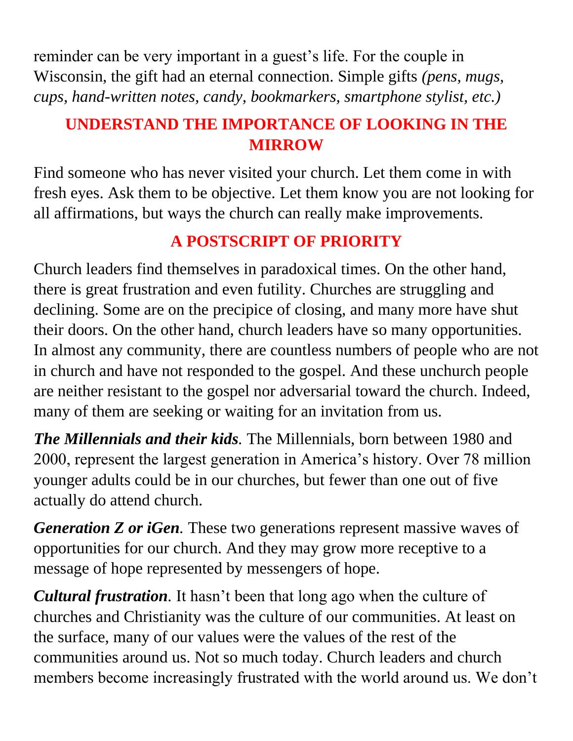reminder can be very important in a guest's life. For the couple in Wisconsin, the gift had an eternal connection. Simple gifts *(pens, mugs, cups, hand-written notes, candy, bookmarkers, smartphone stylist, etc.)*

## UNDERSTAND THE IMPORTANCE OF LOOKING IN THE MIRROW

Find someone who has never visited your church. Let them come in with fresh eyes. Ask them to be objective. Let them know you are not looking for all affirmations, but ways the church can really make improvements.

## A POSTSCRIPT OF PRIORITY

Church leaders find themselves in paradoxical times. On the other hand, there is great frustration and even futility. Churches are struggling and declining. Some are on the precipice of closing, and many more have shut their doors. On the other hand, church leaders have so many opportunities. In almost any community, there are countless numbers of people who are not in church and have not responded to the gospel. And these unchurch people are neither resistant to the gospel nor adversarial toward the church. Indeed, many of them are seeking or waiting for an invitation from us.

***The Millennials and their kids***. The Millennials, born between 1980 and 2000, represent the largest generation in America's history. Over 78 million younger adults could be in our churches, but fewer than one out of five actually do attend church.

***Generation Z or iGen***. These two generations represent massive waves of opportunities for our church. And they may grow more receptive to a message of hope represented by messengers of hope.

***Cultural frustration***. It hasn't been that long ago when the culture of churches and Christianity was the culture of our communities. At least on the surface, many of our values were the values of the rest of the communities around us. Not so much today. Church leaders and church members become increasingly frustrated with the world around us. We don't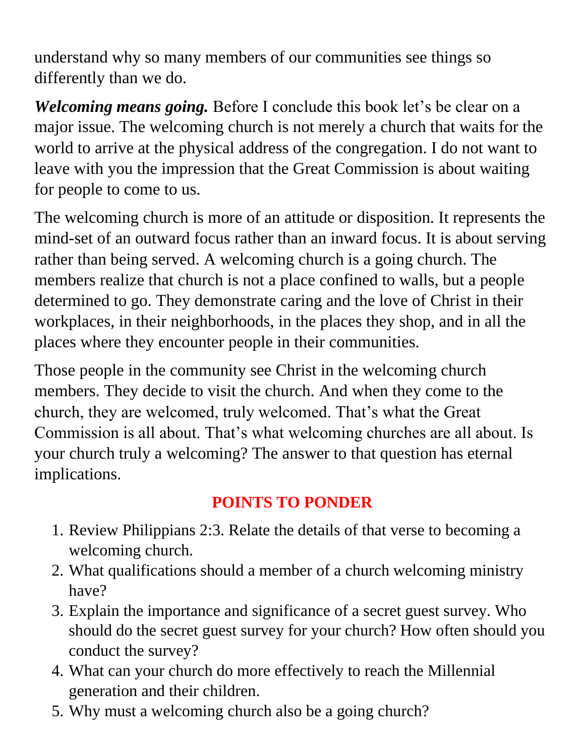understand why so many members of our communities see things so differently than we do.

***Welcoming means going.*** Before I conclude this book let's be clear on a major issue. The welcoming church is not merely a church that waits for the world to arrive at the physical address of the congregation. I do not want to leave with you the impression that the Great Commission is about waiting for people to come to us.

The welcoming church is more of an attitude or disposition. It represents the mind-set of an outward focus rather than an inward focus. It is about serving rather than being served. A welcoming church is a going church. The members realize that church is not a place confined to walls, but a people determined to go. They demonstrate caring and the love of Christ in their workplaces, in their neighborhoods, in the places they shop, and in all the places where they encounter people in their communities.

Those people in the community see Christ in the welcoming church members. They decide to visit the church. And when they come to the church, they are welcomed, truly welcomed. That's what the Great Commission is all about. That's what welcoming churches are all about. Is your church truly a welcoming? The answer to that question has eternal implications.

## POINTS TO PONDER

1. Review Philippians 2:3. Relate the details of that verse to becoming a welcoming church.
2. What qualifications should a member of a church welcoming ministry have?
3. Explain the importance and significance of a secret guest survey. Who should do the secret guest survey for your church? How often should you conduct the survey?
4. What can your church do more effectively to reach the Millennial generation and their children.
5. Why must a welcoming church also be a going church?